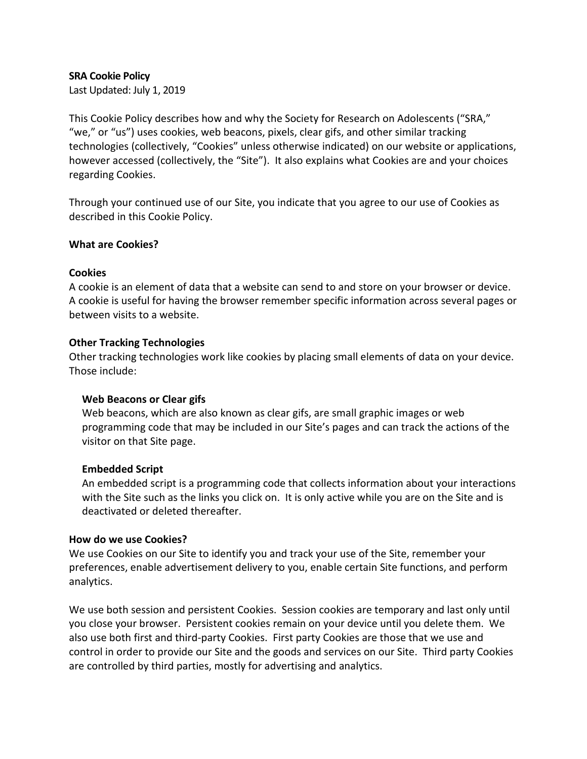**SRA Cookie Policy**

Last Updated: July 1, 2019

This Cookie Policy describes how and why the Society for Research on Adolescents ("SRA," "we," or "us") uses cookies, web beacons, pixels, clear gifs, and other similar tracking technologies (collectively, "Cookies" unless otherwise indicated) on our website or applications, however accessed (collectively, the "Site"). It also explains what Cookies are and your choices regarding Cookies.

Through your continued use of our Site, you indicate that you agree to our use of Cookies as described in this Cookie Policy.

**What are Cookies?**

**Cookies**

A cookie is an element of data that a website can send to and store on your browser or device. A cookie is useful for having the browser remember specific information across several pages or between visits to a website.

**Other Tracking Technologies**

Other tracking technologies work like cookies by placing small elements of data on your device. Those include:

**Web Beacons or Clear gifs**

Web beacons, which are also known as clear gifs, are small graphic images or web programming code that may be included in our Site's pages and can track the actions of the visitor on that Site page.

**Embedded Script**

An embedded script is a programming code that collects information about your interactions with the Site such as the links you click on. It is only active while you are on the Site and is deactivated or deleted thereafter.

**How do we use Cookies?**

We use Cookies on our Site to identify you and track your use of the Site, remember your preferences, enable advertisement delivery to you, enable certain Site functions, and perform analytics.

We use both session and persistent Cookies. Session cookies are temporary and last only until you close your browser. Persistent cookies remain on your device until you delete them. We also use both first and third-party Cookies. First party Cookies are those that we use and control in order to provide our Site and the goods and services on our Site. Third party Cookies are controlled by third parties, mostly for advertising and analytics.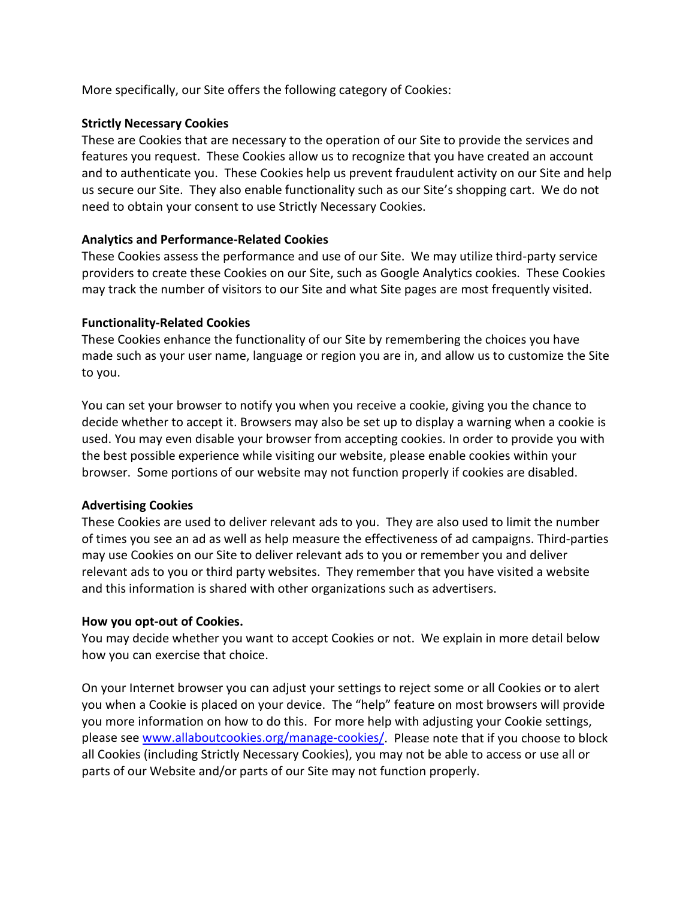More specifically, our Site offers the following category of Cookies:

**Strictly Necessary Cookies**
These are Cookies that are necessary to the operation of our Site to provide the services and features you request. These Cookies allow us to recognize that you have created an account and to authenticate you. These Cookies help us prevent fraudulent activity on our Site and help us secure our Site. They also enable functionality such as our Site's shopping cart. We do not need to obtain your consent to use Strictly Necessary Cookies.

**Analytics and Performance-Related Cookies**
These Cookies assess the performance and use of our Site. We may utilize third-party service providers to create these Cookies on our Site, such as Google Analytics cookies. These Cookies may track the number of visitors to our Site and what Site pages are most frequently visited.

**Functionality-Related Cookies**
These Cookies enhance the functionality of our Site by remembering the choices you have made such as your user name, language or region you are in, and allow us to customize the Site to you.

You can set your browser to notify you when you receive a cookie, giving you the chance to decide whether to accept it. Browsers may also be set up to display a warning when a cookie is used. You may even disable your browser from accepting cookies. In order to provide you with the best possible experience while visiting our website, please enable cookies within your browser. Some portions of our website may not function properly if cookies are disabled.

**Advertising Cookies**
These Cookies are used to deliver relevant ads to you. They are also used to limit the number of times you see an ad as well as help measure the effectiveness of ad campaigns. Third-parties may use Cookies on our Site to deliver relevant ads to you or remember you and deliver relevant ads to you or third party websites. They remember that you have visited a website and this information is shared with other organizations such as advertisers.

**How you opt-out of Cookies.**
You may decide whether you want to accept Cookies or not. We explain in more detail below how you can exercise that choice.

On your Internet browser you can adjust your settings to reject some or all Cookies or to alert you when a Cookie is placed on your device. The "help" feature on most browsers will provide you more information on how to do this. For more help with adjusting your Cookie settings, please see [www.allaboutcookies.org/manage-cookies/](http://www.allaboutcookies.org/manage-cookies/). Please note that if you choose to block all Cookies (including Strictly Necessary Cookies), you may not be able to access or use all or parts of our Website and/or parts of our Site may not function properly.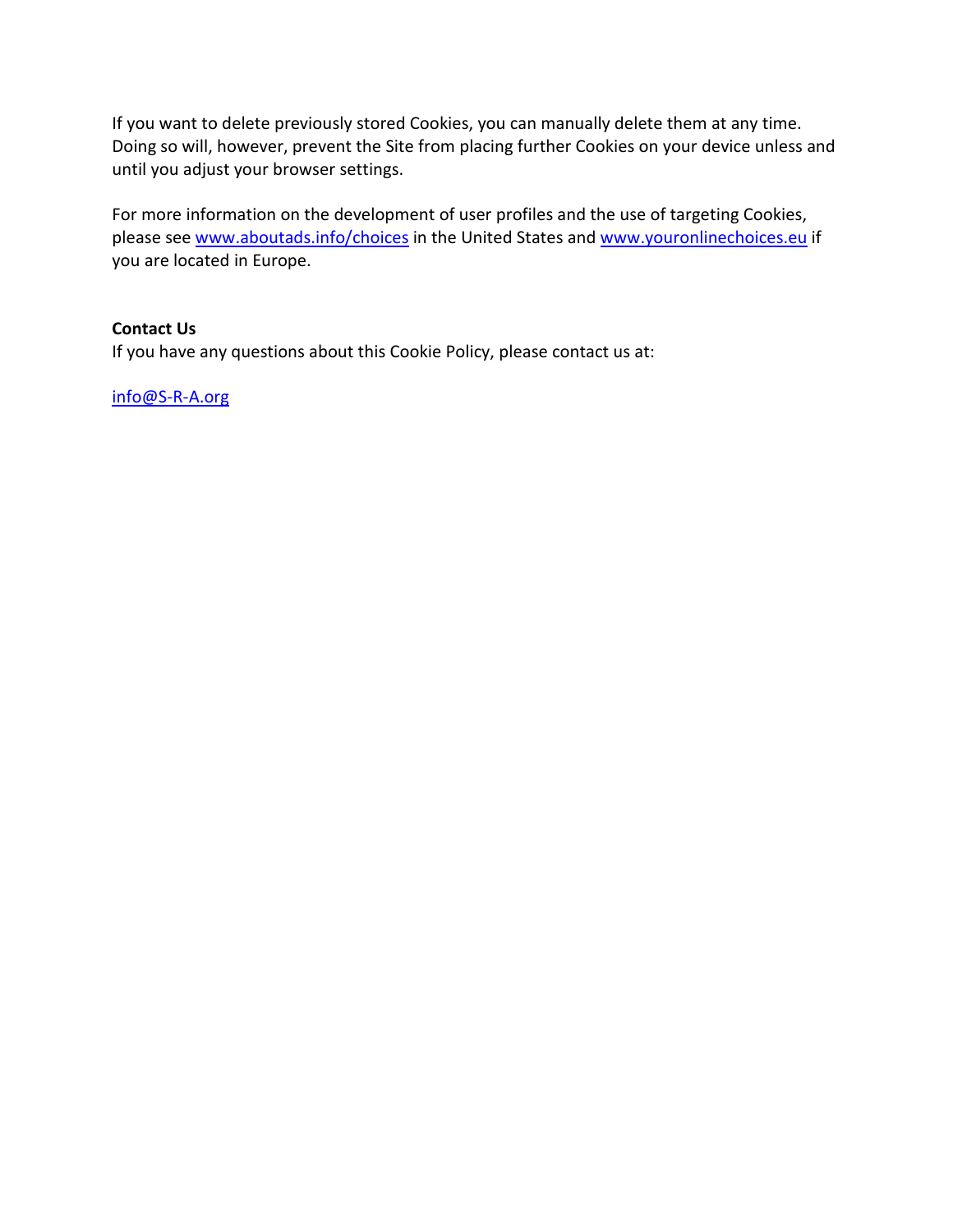If you want to delete previously stored Cookies, you can manually delete them at any time. Doing so will, however, prevent the Site from placing further Cookies on your device unless and until you adjust your browser settings.

For more information on the development of user profiles and the use of targeting Cookies, please see www.aboutads.info/choices in the United States and www.youronlinechoices.eu if you are located in Europe.

**Contact Us**

If you have any questions about this Cookie Policy, please contact us at:

info@S-R-A.org